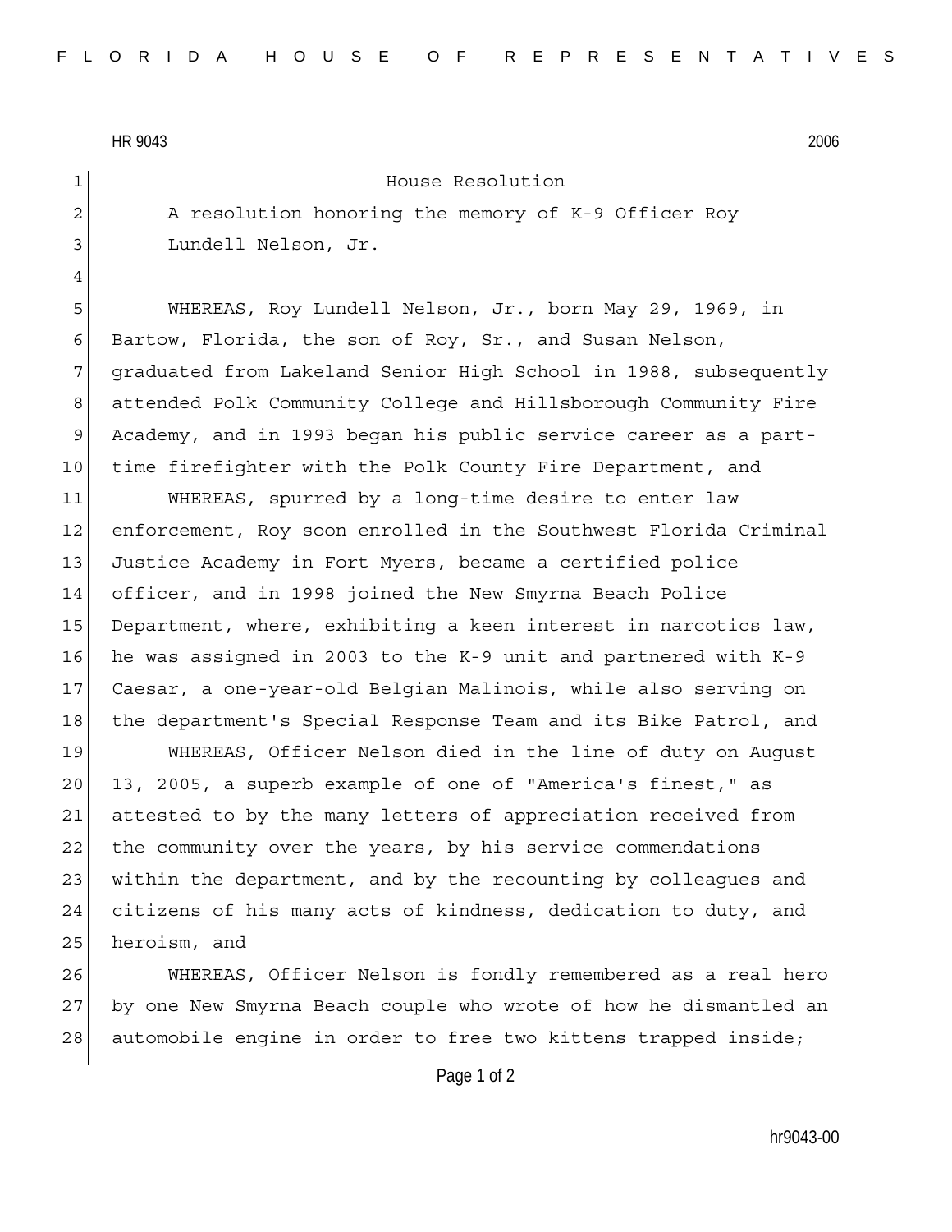HR 9043 2006

House Resolution

A resolution honoring the memory of K-9 Officer Roy Lundell Nelson, Jr.

WHEREAS, Roy Lundell Nelson, Jr., born May 29, 1969, in Bartow, Florida, the son of Roy, Sr., and Susan Nelson, graduated from Lakeland Senior High School in 1988, subsequently attended Polk Community College and Hillsborough Community Fire Academy, and in 1993 began his public service career as a part-time firefighter with the Polk County Fire Department, and

WHEREAS, spurred by a long-time desire to enter law enforcement, Roy soon enrolled in the Southwest Florida Criminal Justice Academy in Fort Myers, became a certified police officer, and in 1998 joined the New Smyrna Beach Police Department, where, exhibiting a keen interest in narcotics law, he was assigned in 2003 to the K-9 unit and partnered with K-9 Caesar, a one-year-old Belgian Malinois, while also serving on the department's Special Response Team and its Bike Patrol, and

WHEREAS, Officer Nelson died in the line of duty on August 13, 2005, a superb example of one of "America's finest," as attested to by the many letters of appreciation received from the community over the years, by his service commendations within the department, and by the recounting by colleagues and citizens of his many acts of kindness, dedication to duty, and heroism, and

WHEREAS, Officer Nelson is fondly remembered as a real hero by one New Smyrna Beach couple who wrote of how he dismantled an automobile engine in order to free two kittens trapped inside;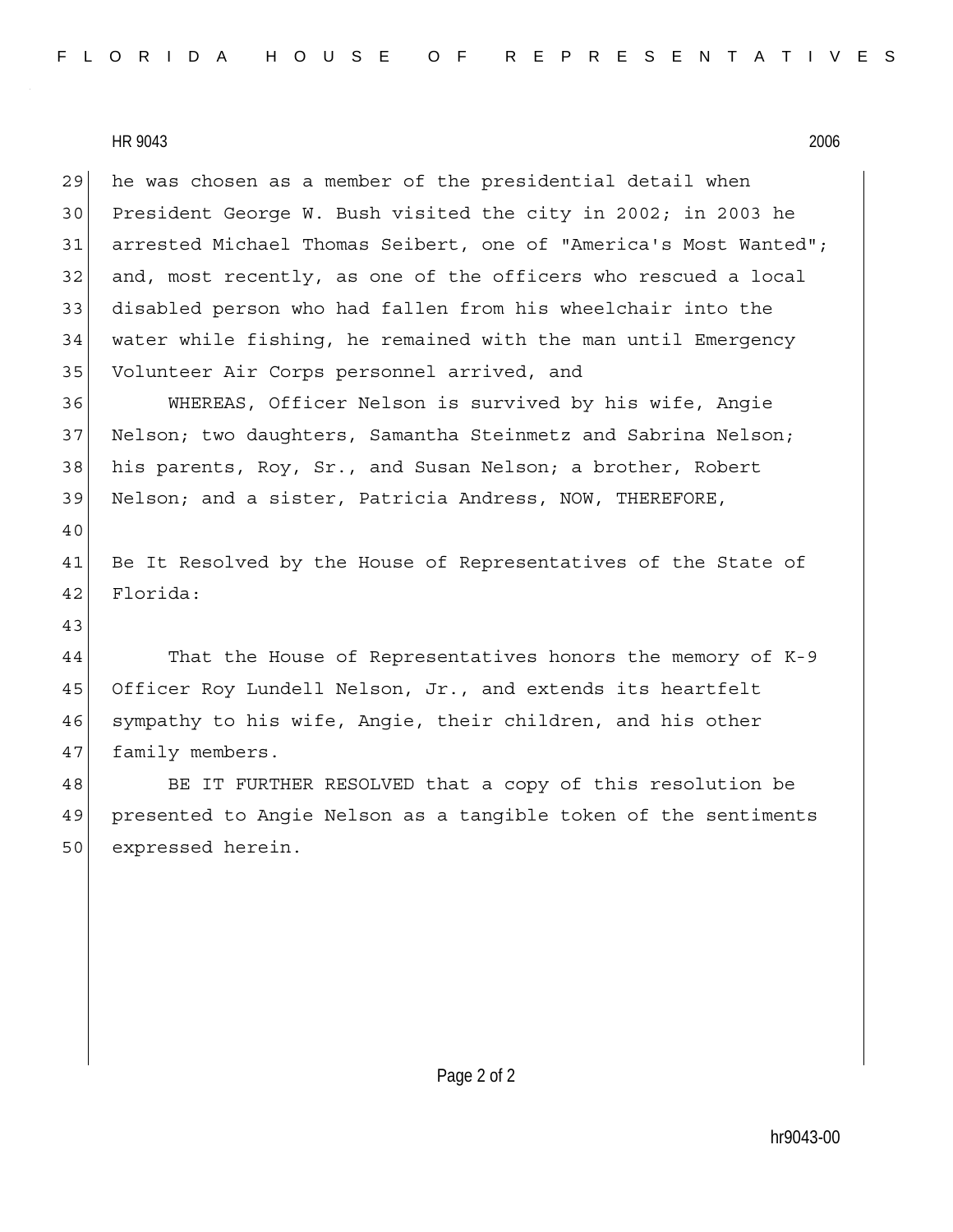he was chosen as a member of the presidential detail when President George W. Bush visited the city in 2002; in 2003 he arrested Michael Thomas Seibert, one of "America's Most Wanted"; and, most recently, as one of the officers who rescued a local disabled person who had fallen from his wheelchair into the water while fishing, he remained with the man until Emergency Volunteer Air Corps personnel arrived, and

WHEREAS, Officer Nelson is survived by his wife, Angie Nelson; two daughters, Samantha Steinmetz and Sabrina Nelson; his parents, Roy, Sr., and Susan Nelson; a brother, Robert Nelson; and a sister, Patricia Andress, NOW, THEREFORE,

Be It Resolved by the House of Representatives of the State of Florida:

That the House of Representatives honors the memory of K-9 Officer Roy Lundell Nelson, Jr., and extends its heartfelt sympathy to his wife, Angie, their children, and his other family members.

BE IT FURTHER RESOLVED that a copy of this resolution be presented to Angie Nelson as a tangible token of the sentiments expressed herein.